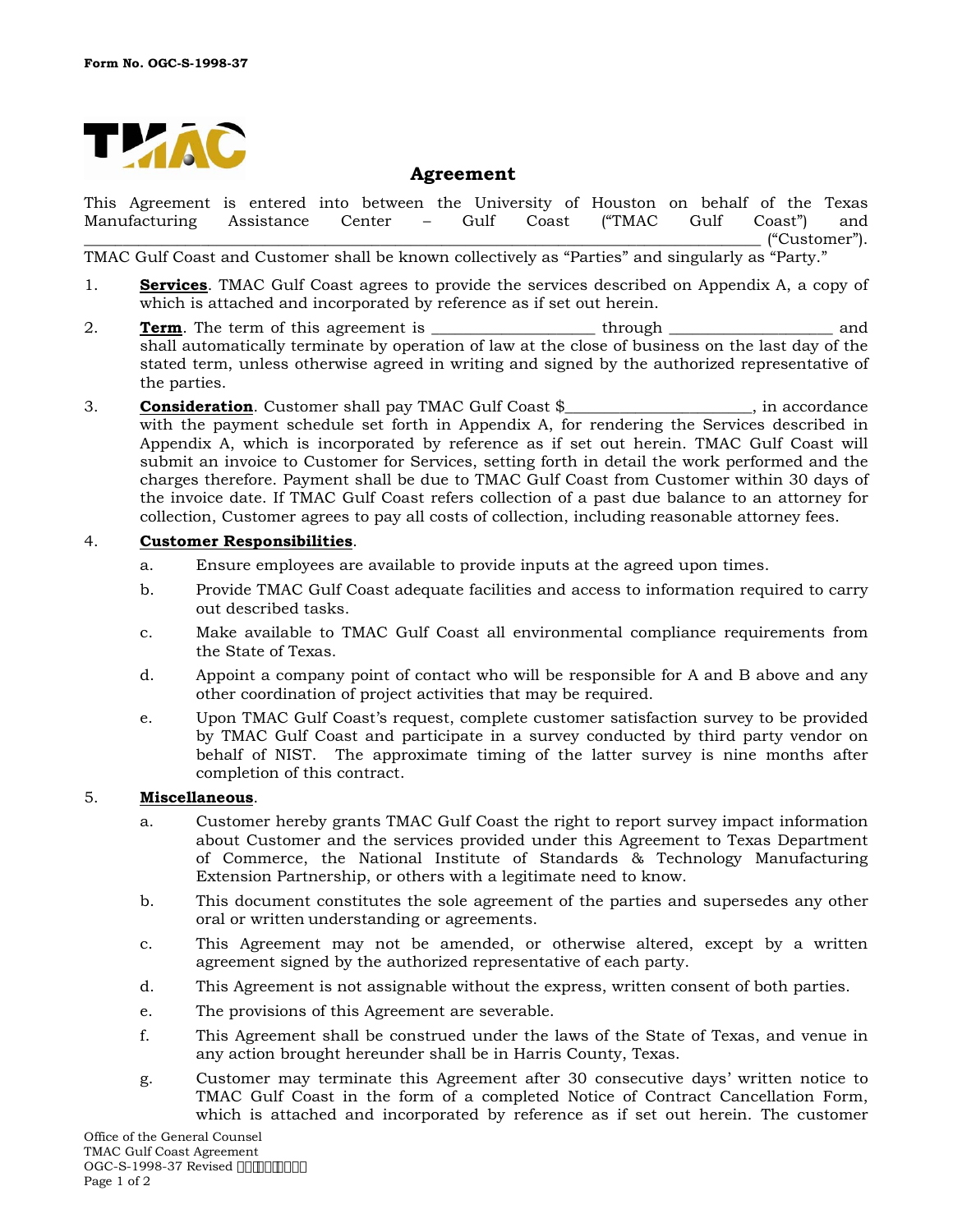Form No. OGC-S-1998-37

# Agreement

This Agreement is entered into between the University of Houston on behalf of the Texas Manufacturing Assistance Center – Gulf Coast ("TMAC Gulf Coast") and \_\_\_\_\_\_\_\_\_\_\_\_\_\_\_\_\_\_\_\_\_\_\_\_\_\_\_\_\_\_\_\_\_\_\_\_\_\_\_\_\_\_\_\_\_\_\_\_\_\_\_\_\_\_\_\_\_\_\_\_\_\_\_\_\_\_\_\_\_\_\_\_\_\_ ("Customer"). TMAC Gulf Coast and Customer shall be known collectively as "Parties" and singularly as "Party."

1. **Services**. TMAC Gulf Coast agrees to provide the services described on Appendix A, a copy of which is attached and incorporated by reference as if set out herein.

2. **Term**. The term of this agreement is \_\_\_\_\_\_\_\_\_\_\_\_\_\_\_\_\_\_\_ through \_\_\_\_\_\_\_\_\_\_\_\_\_\_\_\_\_\_\_ and shall automatically terminate by operation of law at the close of business on the last day of the stated term, unless otherwise agreed in writing and signed by the authorized representative of the parties.

3. **Consideration**. Customer shall pay TMAC Gulf Coast $\_\_\_\_\_\_\_\_\_\_\_\_\_\_\_\_\_\_\_\_\_\_, in accordance with the payment schedule set forth in Appendix A, for rendering the Services described in Appendix A, which is incorporated by reference as if set out herein. TMAC Gulf Coast will submit an invoice to Customer for Services, setting forth in detail the work performed and the charges therefore. Payment shall be due to TMAC Gulf Coast from Customer within 30 days of the invoice date. If TMAC Gulf Coast refers collection of a past due balance to an attorney for collection, Customer agrees to pay all costs of collection, including reasonable attorney fees.

4. **Customer Responsibilities**.
   a. Ensure employees are available to provide inputs at the agreed upon times.
   b. Provide TMAC Gulf Coast adequate facilities and access to information required to carry out described tasks.
   c. Make available to TMAC Gulf Coast all environmental compliance requirements from the State of Texas.
   d. Appoint a company point of contact who will be responsible for A and B above and any other coordination of project activities that may be required.
   e. Upon TMAC Gulf Coast's request, complete customer satisfaction survey to be provided by TMAC Gulf Coast and participate in a survey conducted by third party vendor on behalf of NIST. The approximate timing of the latter survey is nine months after completion of this contract.

5. **Miscellaneous**.
   a. Customer hereby grants TMAC Gulf Coast the right to report survey impact information about Customer and the services provided under this Agreement to Texas Department of Commerce, the National Institute of Standards & Technology Manufacturing Extension Partnership, or others with a legitimate need to know.
   b. This document constitutes the sole agreement of the parties and supersedes any other oral or written understanding or agreements.
   c. This Agreement may not be amended, or otherwise altered, except by a written agreement signed by the authorized representative of each party.
   d. This Agreement is not assignable without the express, written consent of both parties.
   e. The provisions of this Agreement are severable.
   f. This Agreement shall be construed under the laws of the State of Texas, and venue in any action brought hereunder shall be in Harris County, Texas.
   g. Customer may terminate this Agreement after 30 consecutive days' written notice to TMAC Gulf Coast in the form of a completed Notice of Contract Cancellation Form, which is attached and incorporated by reference as if set out herein. The customer

Office of the General Counsel
TMAC Gulf Coast Agreement
OGC-S-1998-37 Revised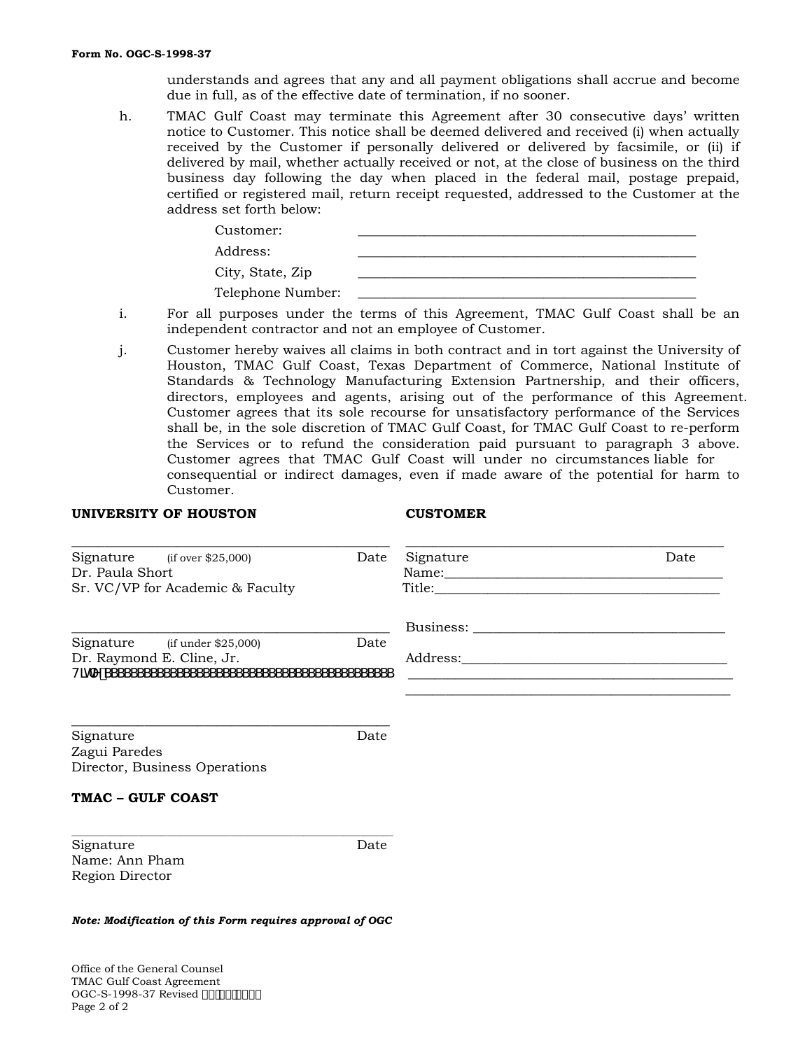Form No. OGC-S-1998-37

understands and agrees that any and all payment obligations shall accrue and become due in full, as of the effective date of termination, if no sooner.

h. TMAC Gulf Coast may terminate this Agreement after 30 consecutive days' written notice to Customer. This notice shall be deemed delivered and received (i) when actually received by the Customer if personally delivered or delivered by facsimile, or (ii) if delivered by mail, whether actually received or not, at the close of business on the third business day following the day when placed in the federal mail, postage prepaid, certified or registered mail, return receipt requested, addressed to the Customer at the address set forth below:

Customer: ____________________________________________

Address: ____________________________________________

City, State, Zip ____________________________________________

Telephone Number: ____________________________________________

i. For all purposes under the terms of this Agreement, TMAC Gulf Coast shall be an independent contractor and not an employee of Customer.

j. Customer hereby waives all claims in both contract and in tort against the University of Houston, TMAC Gulf Coast, Texas Department of Commerce, National Institute of Standards & Technology Manufacturing Extension Partnership, and their officers, directors, employees and agents, arising out of the performance of this Agreement. Customer agrees that its sole recourse for unsatisfactory performance of the Services shall be, in the sole discretion of TMAC Gulf Coast, for TMAC Gulf Coast to re-perform the Services or to refund the consideration paid pursuant to paragraph 3 above. Customer agrees that TMAC Gulf Coast will under no circumstances liable for consequential or indirect damages, even if made aware of the potential for harm to Customer.

**UNIVERSITY OF HOUSTON**

____________________________________________

Signature (if over $25,000) Date
Dr. Paula Short
Sr. VC/VP for Academic & Faculty

____________________________________________

Signature (if under $25,000) Date
Dr. Raymond E. Cline, Jr.
Title: ____________________________________________

____________________________________________

Signature Date
Zagui Paredes
Director, Business Operations

**CUSTOMER**

____________________________________________

Signature Date
Name: ____________________________________________
Title: ____________________________________________

Business: ____________________________________________

Address: ____________________________________________

____________________________________________

____________________________________________

**TMAC – GULF COAST**

____________________________________________

Signature Date
Name: Ann Pham
Region Director

***Note: Modification of this Form requires approval of OGC***

Office of the General Counsel
TMAC Gulf Coast Agreement
OGC-S-1998-37 Revised